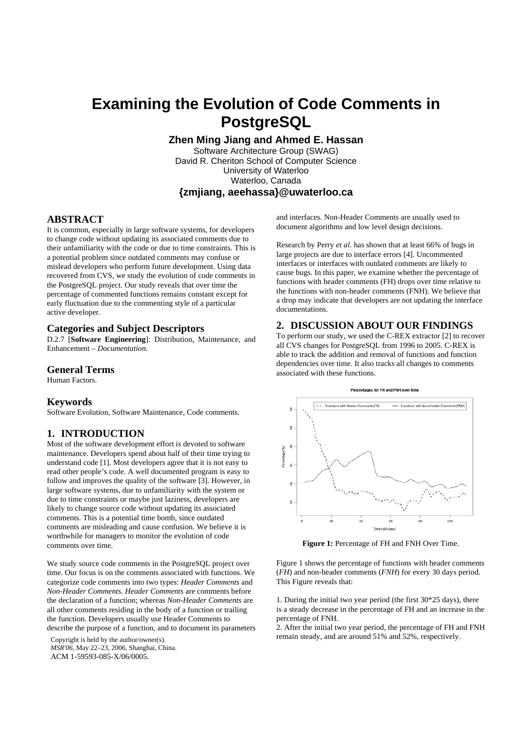# Examining the Evolution of Code Comments in PostgreSQL

**Zhen Ming Jiang and Ahmed E. Hassan**

Software Architecture Group (SWAG)
David R. Cheriton School of Computer Science
University of Waterloo
Waterloo, Canada

**{zmjiang, aeehassa}@uwaterloo.ca**

## ABSTRACT

It is common, especially in large software systems, for developers to change code without updating its associated comments due to their unfamiliarity with the code or due to time constraints. This is a potential problem since outdated comments may confuse or mislead developers who perform future development. Using data recovered from CVS, we study the evolution of code comments in the PostgreSQL project. Our study reveals that over time the percentage of commented functions remains constant except for early fluctuation due to the commenting style of a particular active developer.

### Categories and Subject Descriptors

D.2.7 [**Software Engineering**]: Distribution, Maintenance, and Enhancement – *Documentation.*

### General Terms

Human Factors.

### Keywords

Software Evolution, Software Maintenance, Code comments.

## 1. INTRODUCTION

Most of the software development effort is devoted to software maintenance. Developers spend about half of their time trying to understand code [1]. Most developers agree that it is not easy to read other people's code. A well documented program is easy to follow and improves the quality of the software [3]. However, in large software systems, due to unfamiliarity with the system or due to time constraints or maybe just laziness, developers are likely to change source code without updating its associated comments. This is a potential time bomb, since outdated comments are misleading and cause confusion. We believe it is worthwhile for managers to monitor the evolution of code comments over time.

We study source code comments in the PostgreSQL project over time. Our focus is on the comments associated with functions. We categorize code comments into two types: *Header Comments* and *Non-Header Comments. Header Comments* are comments before the declaration of a function; whereas *Non-Header Comments* are all other comments residing in the body of a function or trailing the function. Developers usually use Header Comments to describe the purpose of a function, and to document its parameters and interfaces. Non-Header Comments are usually used to document algorithms and low level design decisions.

Research by Perry *et al*. has shown that at least 66% of bugs in large projects are due to interface errors [4]. Uncommented interfaces or interfaces with outdated comments are likely to cause bugs. In this paper, we examine whether the percentage of functions with header comments (FH) drops over time relative to the functions with non-header comments (FNH). We believe that a drop may indicate that developers are not updating the interface documentations.

Copyright is held by the author/owner(s).
*MSR'06*, May 22–23, 2006, Shanghai, China.
ACM 1-59593-085-X/06/0005.

## 2. DISCUSSION ABOUT OUR FINDINGS

To perform our study, we used the C-REX extractor [2] to recover all CVS changes for PostgreSQL from 1996 to 2005. C-REX is able to track the addition and removal of functions and function dependencies over time. It also tracks all changes to comments associated with these functions.

**Figure 1:** Percentage of FH and FNH Over Time.

Figure 1 shows the percentage of functions with header comments (*FH*) and non-header comments (*FNH*) for every 30 days period. This Figure reveals that:

1. During the initial two year period (the first 30*25 days), there is a steady decrease in the percentage of FH and an increase in the percentage of FNH.
2. After the initial two year period, the percentage of FH and FNH remain steady, and are around 51% and 52%, respectively.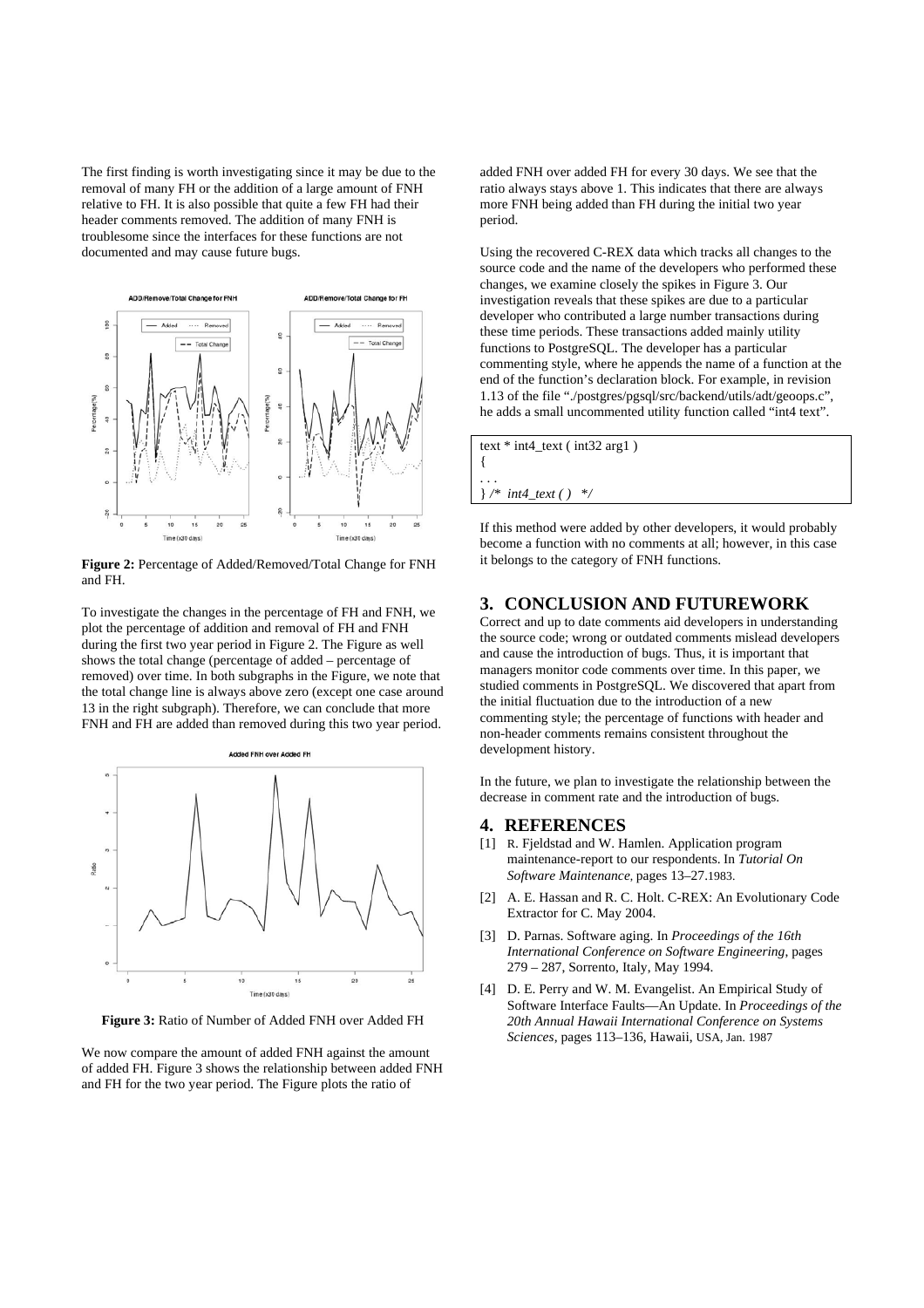The first finding is worth investigating since it may be due to the removal of many FH or the addition of a large amount of FNH relative to FH. It is also possible that quite a few FH had their header comments removed. The addition of many FNH is troublesome since the interfaces for these functions are not documented and may cause future bugs.

ADD/Remove/Total Change for FNH

ADD/Remove/Total Change for FH

Added Removed Total Change

Percentage(%)

Time (x30 days)

**Figure 2:** Percentage of Added/Removed/Total Change for FNH and FH.

To investigate the changes in the percentage of FH and FNH, we plot the percentage of addition and removal of FH and FNH during the first two year period in Figure 2. The Figure as well shows the total change (percentage of added – percentage of removed) over time. In both subgraphs in the Figure, we note that the total change line is always above zero (except one case around 13 in the right subgraph). Therefore, we can conclude that more FNH and FH are added than removed during this two year period.

Added FNH over Added FH

Ratio

Time (x30 days)

**Figure 3:** Ratio of Number of Added FNH over Added FH

We now compare the amount of added FNH against the amount of added FH. Figure 3 shows the relationship between added FNH and FH for the two year period. The Figure plots the ratio of added FNH over added FH for every 30 days. We see that the ratio always stays above 1. This indicates that there are always more FNH being added than FH during the initial two year period.

Using the recovered C-REX data which tracks all changes to the source code and the name of the developers who performed these changes, we examine closely the spikes in Figure 3. Our investigation reveals that these spikes are due to a particular developer who contributed a large number transactions during these time periods. These transactions added mainly utility functions to PostgreSQL. The developer has a particular commenting style, where he appends the name of a function at the end of the function's declaration block. For example, in revision 1.13 of the file "./postgres/pgsql/src/backend/utils/adt/geoops.c", he adds a small uncommented utility function called "int4 text".

```
text * int4_text ( int32 arg1 )
{
. . .
} /*  int4_text ( )   */
```

If this method were added by other developers, it would probably become a function with no comments at all; however, in this case it belongs to the category of FNH functions.

## 3. CONCLUSION AND FUTUREWORK

Correct and up to date comments aid developers in understanding the source code; wrong or outdated comments mislead developers and cause the introduction of bugs. Thus, it is important that managers monitor code comments over time. In this paper, we studied comments in PostgreSQL. We discovered that apart from the initial fluctuation due to the introduction of a new commenting style; the percentage of functions with header and non-header comments remains consistent throughout the development history.

In the future, we plan to investigate the relationship between the decrease in comment rate and the introduction of bugs.

## 4. REFERENCES

[1] R. Fjeldstad and W. Hamlen. Application program maintenance-report to our respondents. In *Tutorial On Software Maintenance,* pages 13–27.1983.

[2] A. E. Hassan and R. C. Holt. C-REX: An Evolutionary Code Extractor for C. May 2004.

[3] D. Parnas. Software aging. In *Proceedings of the 16th International Conference on Software Engineering*, pages 279 – 287, Sorrento, Italy, May 1994.

[4] D. E. Perry and W. M. Evangelist. An Empirical Study of Software Interface Faults—An Update. In *Proceedings of the 20th Annual Hawaii International Conference on Systems Sciences*, pages 113–136, Hawaii, USA, Jan. 1987